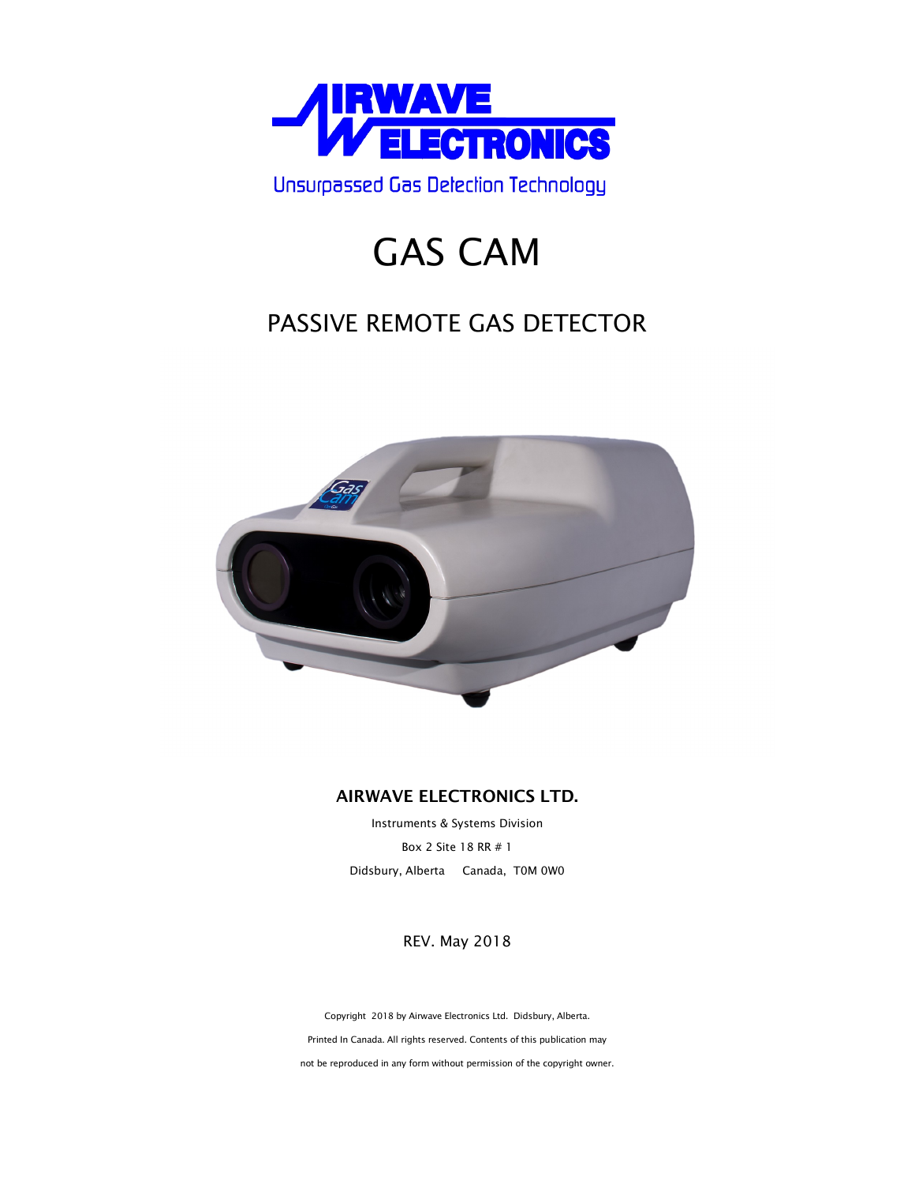AIRWAVE ELECTRONICS

Unsurpassed Gas Detection Technology

# GAS CAM

## PASSIVE REMOTE GAS DETECTOR

**AIRWAVE ELECTRONICS LTD.**

Instruments & Systems Division

Box 2 Site 18 RR # 1

Didsbury, Alberta Canada, T0M 0W0

REV. May 2018

Copyright 2018 by Airwave Electronics Ltd. Didsbury, Alberta.

Printed In Canada. All rights reserved. Contents of this publication may

not be reproduced in any form without permission of the copyright owner.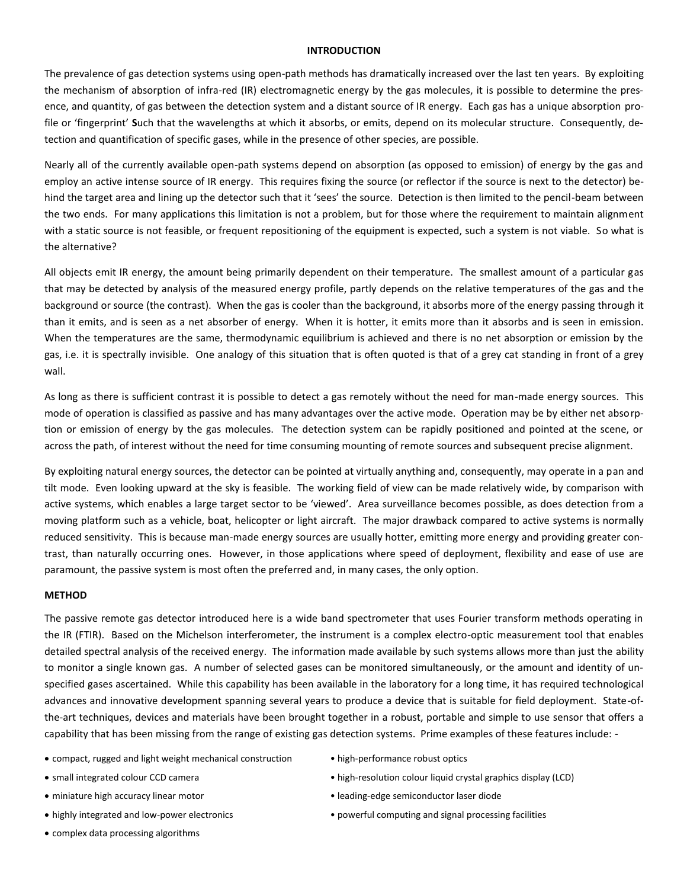## INTRODUCTION

The prevalence of gas detection systems using open-path methods has dramatically increased over the last ten years. By exploiting the mechanism of absorption of infra-red (IR) electromagnetic energy by the gas molecules, it is possible to determine the presence, and quantity, of gas between the detection system and a distant source of IR energy. Each gas has a unique absorption profile or 'fingerprint' **S**uch that the wavelengths at which it absorbs, or emits, depend on its molecular structure. Consequently, detection and quantification of specific gases, while in the presence of other species, are possible.

Nearly all of the currently available open-path systems depend on absorption (as opposed to emission) of energy by the gas and employ an active intense source of IR energy. This requires fixing the source (or reflector if the source is next to the detector) behind the target area and lining up the detector such that it 'sees' the source. Detection is then limited to the pencil-beam between the two ends. For many applications this limitation is not a problem, but for those where the requirement to maintain alignment with a static source is not feasible, or frequent repositioning of the equipment is expected, such a system is not viable. So what is the alternative?

All objects emit IR energy, the amount being primarily dependent on their temperature. The smallest amount of a particular gas that may be detected by analysis of the measured energy profile, partly depends on the relative temperatures of the gas and the background or source (the contrast). When the gas is cooler than the background, it absorbs more of the energy passing through it than it emits, and is seen as a net absorber of energy. When it is hotter, it emits more than it absorbs and is seen in emission. When the temperatures are the same, thermodynamic equilibrium is achieved and there is no net absorption or emission by the gas, i.e. it is spectrally invisible. One analogy of this situation that is often quoted is that of a grey cat standing in front of a grey wall.

As long as there is sufficient contrast it is possible to detect a gas remotely without the need for man-made energy sources. This mode of operation is classified as passive and has many advantages over the active mode. Operation may be by either net absorption or emission of energy by the gas molecules. The detection system can be rapidly positioned and pointed at the scene, or across the path, of interest without the need for time consuming mounting of remote sources and subsequent precise alignment.

By exploiting natural energy sources, the detector can be pointed at virtually anything and, consequently, may operate in a pan and tilt mode. Even looking upward at the sky is feasible. The working field of view can be made relatively wide, by comparison with active systems, which enables a large target sector to be 'viewed'. Area surveillance becomes possible, as does detection from a moving platform such as a vehicle, boat, helicopter or light aircraft. The major drawback compared to active systems is normally reduced sensitivity. This is because man-made energy sources are usually hotter, emitting more energy and providing greater contrast, than naturally occurring ones. However, in those applications where speed of deployment, flexibility and ease of use are paramount, the passive system is most often the preferred and, in many cases, the only option.

## METHOD

The passive remote gas detector introduced here is a wide band spectrometer that uses Fourier transform methods operating in the IR (FTIR). Based on the Michelson interferometer, the instrument is a complex electro-optic measurement tool that enables detailed spectral analysis of the received energy. The information made available by such systems allows more than just the ability to monitor a single known gas. A number of selected gases can be monitored simultaneously, or the amount and identity of unspecified gases ascertained. While this capability has been available in the laboratory for a long time, it has required technological advances and innovative development spanning several years to produce a device that is suitable for field deployment. State-of-the-art techniques, devices and materials have been brought together in a robust, portable and simple to use sensor that offers a capability that has been missing from the range of existing gas detection systems. Prime examples of these features include: -

- compact, rugged and light weight mechanical construction
- high-performance robust optics
- small integrated colour CCD camera
- high-resolution colour liquid crystal graphics display (LCD)
- miniature high accuracy linear motor
- leading-edge semiconductor laser diode
- highly integrated and low-power electronics
- powerful computing and signal processing facilities
- complex data processing algorithms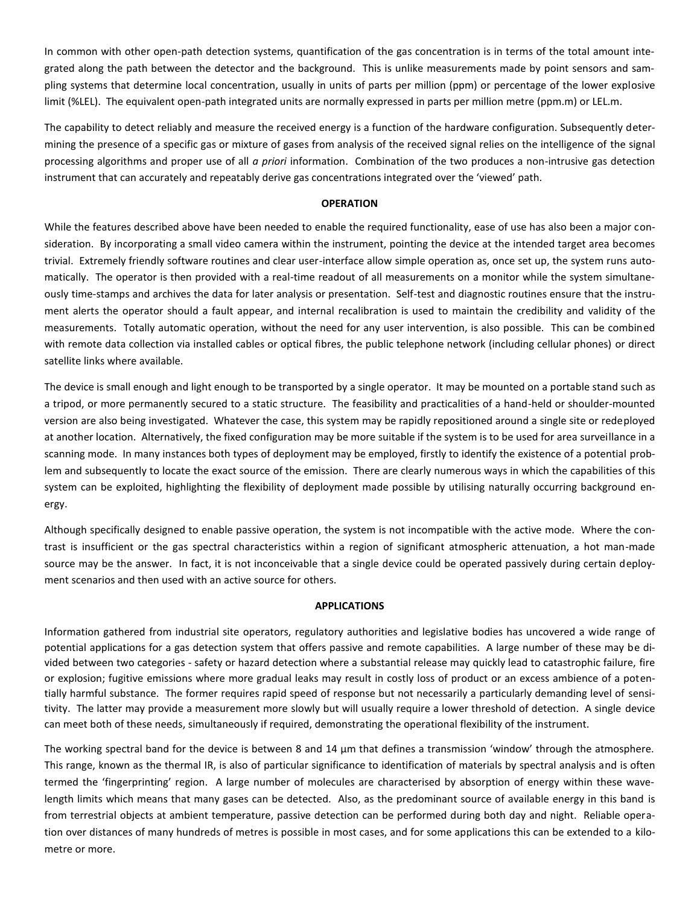In common with other open-path detection systems, quantification of the gas concentration is in terms of the total amount integrated along the path between the detector and the background. This is unlike measurements made by point sensors and sampling systems that determine local concentration, usually in units of parts per million (ppm) or percentage of the lower explosive limit (%LEL). The equivalent open-path integrated units are normally expressed in parts per million metre (ppm.m) or LEL.m.

The capability to detect reliably and measure the received energy is a function of the hardware configuration. Subsequently determining the presence of a specific gas or mixture of gases from analysis of the received signal relies on the intelligence of the signal processing algorithms and proper use of all *a priori* information. Combination of the two produces a non-intrusive gas detection instrument that can accurately and repeatably derive gas concentrations integrated over the 'viewed' path.

**OPERATION**

While the features described above have been needed to enable the required functionality, ease of use has also been a major consideration. By incorporating a small video camera within the instrument, pointing the device at the intended target area becomes trivial. Extremely friendly software routines and clear user-interface allow simple operation as, once set up, the system runs automatically. The operator is then provided with a real-time readout of all measurements on a monitor while the system simultaneously time-stamps and archives the data for later analysis or presentation. Self-test and diagnostic routines ensure that the instrument alerts the operator should a fault appear, and internal recalibration is used to maintain the credibility and validity of the measurements. Totally automatic operation, without the need for any user intervention, is also possible. This can be combined with remote data collection via installed cables or optical fibres, the public telephone network (including cellular phones) or direct satellite links where available.

The device is small enough and light enough to be transported by a single operator. It may be mounted on a portable stand such as a tripod, or more permanently secured to a static structure. The feasibility and practicalities of a hand-held or shoulder-mounted version are also being investigated. Whatever the case, this system may be rapidly repositioned around a single site or redeployed at another location. Alternatively, the fixed configuration may be more suitable if the system is to be used for area surveillance in a scanning mode. In many instances both types of deployment may be employed, firstly to identify the existence of a potential problem and subsequently to locate the exact source of the emission. There are clearly numerous ways in which the capabilities of this system can be exploited, highlighting the flexibility of deployment made possible by utilising naturally occurring background energy.

Although specifically designed to enable passive operation, the system is not incompatible with the active mode. Where the contrast is insufficient or the gas spectral characteristics within a region of significant atmospheric attenuation, a hot man-made source may be the answer. In fact, it is not inconceivable that a single device could be operated passively during certain deployment scenarios and then used with an active source for others.

**APPLICATIONS**

Information gathered from industrial site operators, regulatory authorities and legislative bodies has uncovered a wide range of potential applications for a gas detection system that offers passive and remote capabilities. A large number of these may be divided between two categories - safety or hazard detection where a substantial release may quickly lead to catastrophic failure, fire or explosion; fugitive emissions where more gradual leaks may result in costly loss of product or an excess ambience of a potentially harmful substance. The former requires rapid speed of response but not necessarily a particularly demanding level of sensitivity. The latter may provide a measurement more slowly but will usually require a lower threshold of detection. A single device can meet both of these needs, simultaneously if required, demonstrating the operational flexibility of the instrument.

The working spectral band for the device is between 8 and 14 µm that defines a transmission 'window' through the atmosphere. This range, known as the thermal IR, is also of particular significance to identification of materials by spectral analysis and is often termed the 'fingerprinting' region. A large number of molecules are characterised by absorption of energy within these wavelength limits which means that many gases can be detected. Also, as the predominant source of available energy in this band is from terrestrial objects at ambient temperature, passive detection can be performed during both day and night. Reliable operation over distances of many hundreds of metres is possible in most cases, and for some applications this can be extended to a kilometre or more.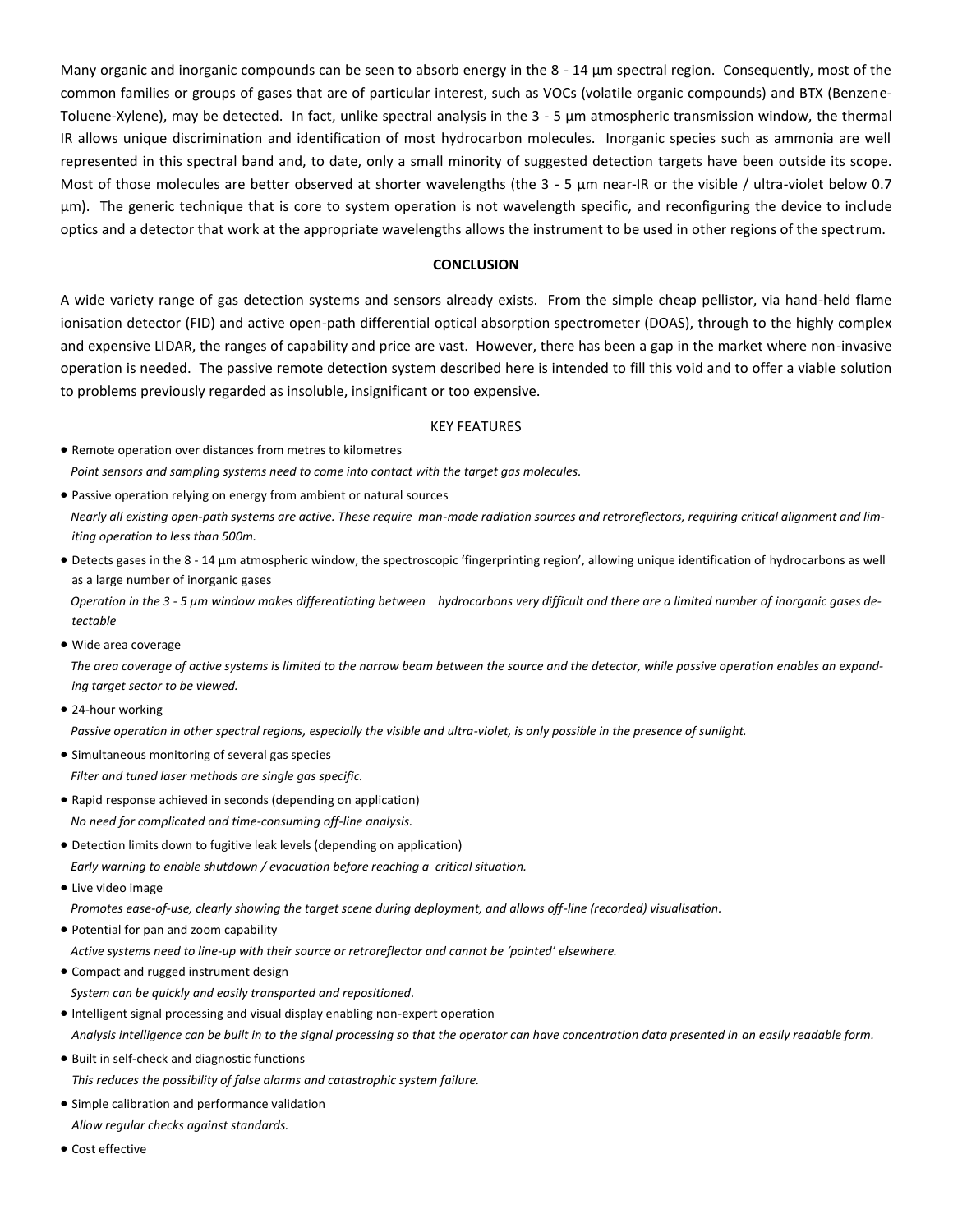Many organic and inorganic compounds can be seen to absorb energy in the 8 - 14 µm spectral region. Consequently, most of the common families or groups of gases that are of particular interest, such as VOCs (volatile organic compounds) and BTX (Benzene-Toluene-Xylene), may be detected. In fact, unlike spectral analysis in the 3 - 5 µm atmospheric transmission window, the thermal IR allows unique discrimination and identification of most hydrocarbon molecules. Inorganic species such as ammonia are well represented in this spectral band and, to date, only a small minority of suggested detection targets have been outside its scope. Most of those molecules are better observed at shorter wavelengths (the 3 - 5 µm near-IR or the visible / ultra-violet below 0.7 µm). The generic technique that is core to system operation is not wavelength specific, and reconfiguring the device to include optics and a detector that work at the appropriate wavelengths allows the instrument to be used in other regions of the spectrum.

## CONCLUSION

A wide variety range of gas detection systems and sensors already exists. From the simple cheap pellistor, via hand-held flame ionisation detector (FID) and active open-path differential optical absorption spectrometer (DOAS), through to the highly complex and expensive LIDAR, the ranges of capability and price are vast. However, there has been a gap in the market where non-invasive operation is needed. The passive remote detection system described here is intended to fill this void and to offer a viable solution to problems previously regarded as insoluble, insignificant or too expensive.

### KEY FEATURES

- Remote operation over distances from metres to kilometres
  *Point sensors and sampling systems need to come into contact with the target gas molecules.*
- Passive operation relying on energy from ambient or natural sources
  *Nearly all existing open-path systems are active. These require man-made radiation sources and retroreflectors, requiring critical alignment and limiting operation to less than 500m.*
- Detects gases in the 8 - 14 µm atmospheric window, the spectroscopic 'fingerprinting region', allowing unique identification of hydrocarbons as well as a large number of inorganic gases
  *Operation in the 3 - 5 µm window makes differentiating between hydrocarbons very difficult and there are a limited number of inorganic gases detectable*
- Wide area coverage
  *The area coverage of active systems is limited to the narrow beam between the source and the detector, while passive operation enables an expanding target sector to be viewed.*
- 24-hour working
  *Passive operation in other spectral regions, especially the visible and ultra-violet, is only possible in the presence of sunlight.*
- Simultaneous monitoring of several gas species
  *Filter and tuned laser methods are single gas specific.*
- Rapid response achieved in seconds (depending on application)
  *No need for complicated and time-consuming off-line analysis.*
- Detection limits down to fugitive leak levels (depending on application)
  *Early warning to enable shutdown / evacuation before reaching a critical situation.*
- Live video image
  *Promotes ease-of-use, clearly showing the target scene during deployment, and allows off-line (recorded) visualisation.*
- Potential for pan and zoom capability
  *Active systems need to line-up with their source or retroreflector and cannot be 'pointed' elsewhere.*
- Compact and rugged instrument design
  *System can be quickly and easily transported and repositioned.*
- Intelligent signal processing and visual display enabling non-expert operation
  *Analysis intelligence can be built in to the signal processing so that the operator can have concentration data presented in an easily readable form.*
- Built in self-check and diagnostic functions
  *This reduces the possibility of false alarms and catastrophic system failure.*
- Simple calibration and performance validation
  *Allow regular checks against standards.*
- Cost effective